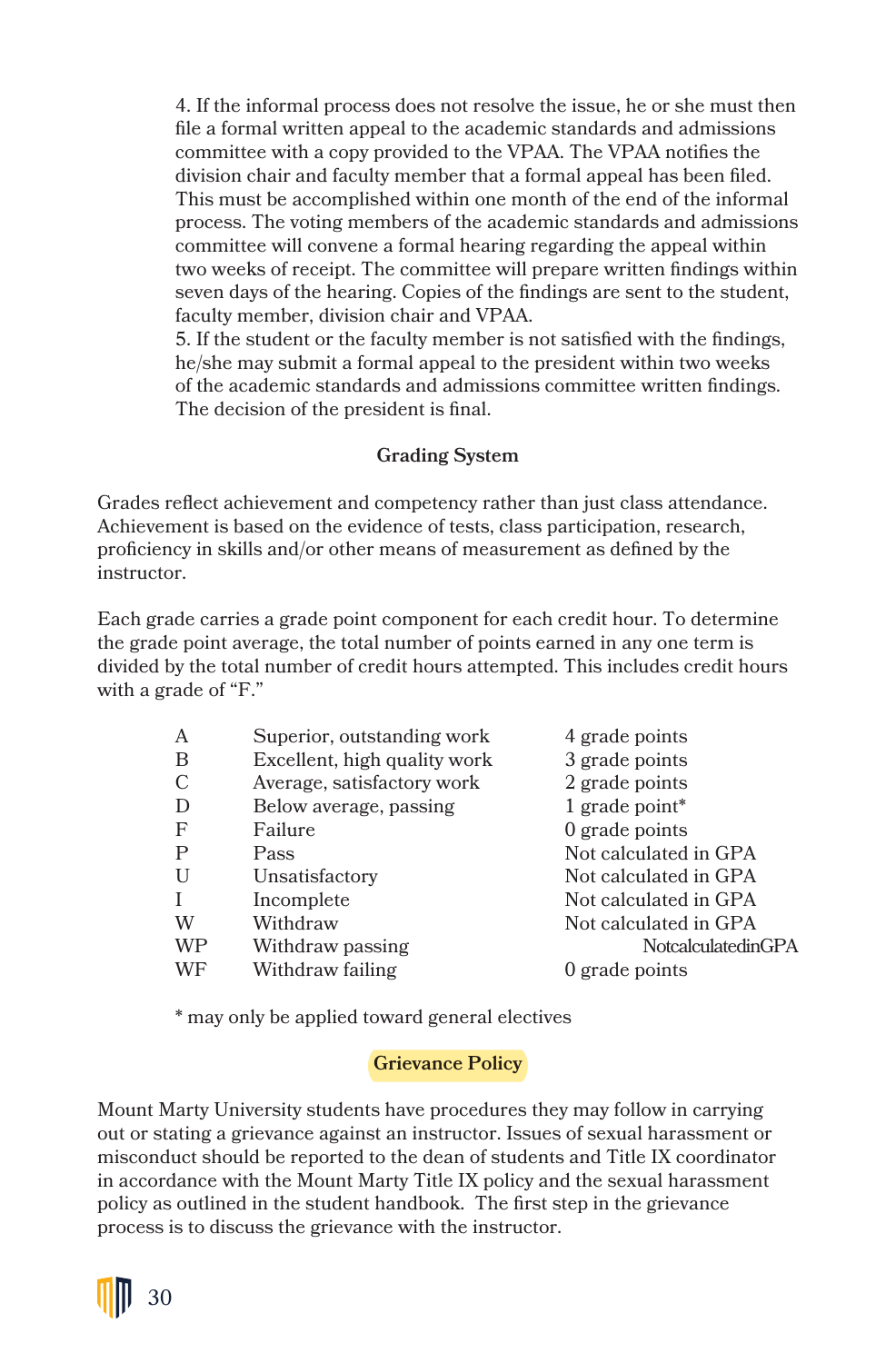4. If the informal process does not resolve the issue, he or she must then file a formal written appeal to the academic standards and admissions committee with a copy provided to the VPAA. The VPAA notifies the division chair and faculty member that a formal appeal has been filed. This must be accomplished within one month of the end of the informal process. The voting members of the academic standards and admissions committee will convene a formal hearing regarding the appeal within two weeks of receipt. The committee will prepare written findings within seven days of the hearing. Copies of the findings are sent to the student, faculty member, division chair and VPAA.

5. If the student or the faculty member is not satisfied with the findings, he/she may submit a formal appeal to the president within two weeks of the academic standards and admissions committee written findings. The decision of the president is final.

### Grading System

Grades reflect achievement and competency rather than just class attendance. Achievement is based on the evidence of tests, class participation, research, proficiency in skills and/or other means of measurement as defined by the instructor.

Each grade carries a grade point component for each credit hour. To determine the grade point average, the total number of points earned in any one term is divided by the total number of credit hours attempted. This includes credit hours with a grade of "F."

| Grade | Description | Grade Points |
|---|---|---|
| A | Superior, outstanding work | 4 grade points |
| B | Excellent, high quality work | 3 grade points |
| C | Average, satisfactory work | 2 grade points |
| D | Below average, passing | 1 grade point* |
| F | Failure | 0 grade points |
| P | Pass | Not calculated in GPA |
| U | Unsatisfactory | Not calculated in GPA |
| I | Incomplete | Not calculated in GPA |
| W | Withdraw | Not calculated in GPA |
| WP | Withdraw passing | Not calculated in GPA |
| WF | Withdraw failing | 0 grade points |

* may only be applied toward general electives

### Grievance Policy

Mount Marty University students have procedures they may follow in carrying out or stating a grievance against an instructor. Issues of sexual harassment or misconduct should be reported to the dean of students and Title IX coordinator in accordance with the Mount Marty Title IX policy and the sexual harassment policy as outlined in the student handbook. The first step in the grievance process is to discuss the grievance with the instructor.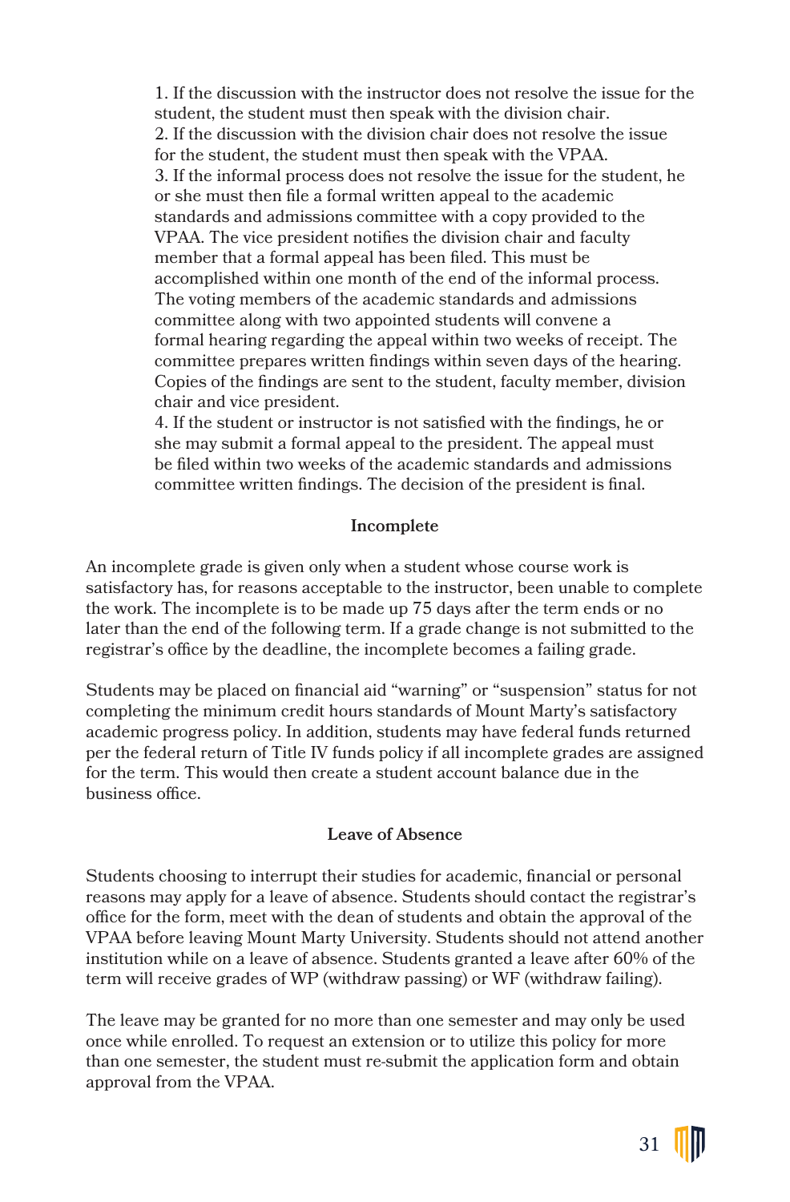1. If the discussion with the instructor does not resolve the issue for the student, the student must then speak with the division chair.
2. If the discussion with the division chair does not resolve the issue for the student, the student must then speak with the VPAA.
3. If the informal process does not resolve the issue for the student, he or she must then file a formal written appeal to the academic standards and admissions committee with a copy provided to the VPAA. The vice president notifies the division chair and faculty member that a formal appeal has been filed. This must be accomplished within one month of the end of the informal process. The voting members of the academic standards and admissions committee along with two appointed students will convene a formal hearing regarding the appeal within two weeks of receipt. The committee prepares written findings within seven days of the hearing. Copies of the findings are sent to the student, faculty member, division chair and vice president.
4. If the student or instructor is not satisfied with the findings, he or she may submit a formal appeal to the president. The appeal must be filed within two weeks of the academic standards and admissions committee written findings. The decision of the president is final.

### Incomplete

An incomplete grade is given only when a student whose course work is satisfactory has, for reasons acceptable to the instructor, been unable to complete the work. The incomplete is to be made up 75 days after the term ends or no later than the end of the following term. If a grade change is not submitted to the registrar's office by the deadline, the incomplete becomes a failing grade.

Students may be placed on financial aid "warning" or "suspension" status for not completing the minimum credit hours standards of Mount Marty's satisfactory academic progress policy. In addition, students may have federal funds returned per the federal return of Title IV funds policy if all incomplete grades are assigned for the term. This would then create a student account balance due in the business office.

### Leave of Absence

Students choosing to interrupt their studies for academic, financial or personal reasons may apply for a leave of absence. Students should contact the registrar's office for the form, meet with the dean of students and obtain the approval of the VPAA before leaving Mount Marty University. Students should not attend another institution while on a leave of absence. Students granted a leave after 60% of the term will receive grades of WP (withdraw passing) or WF (withdraw failing).

The leave may be granted for no more than one semester and may only be used once while enrolled. To request an extension or to utilize this policy for more than one semester, the student must re-submit the application form and obtain approval from the VPAA.